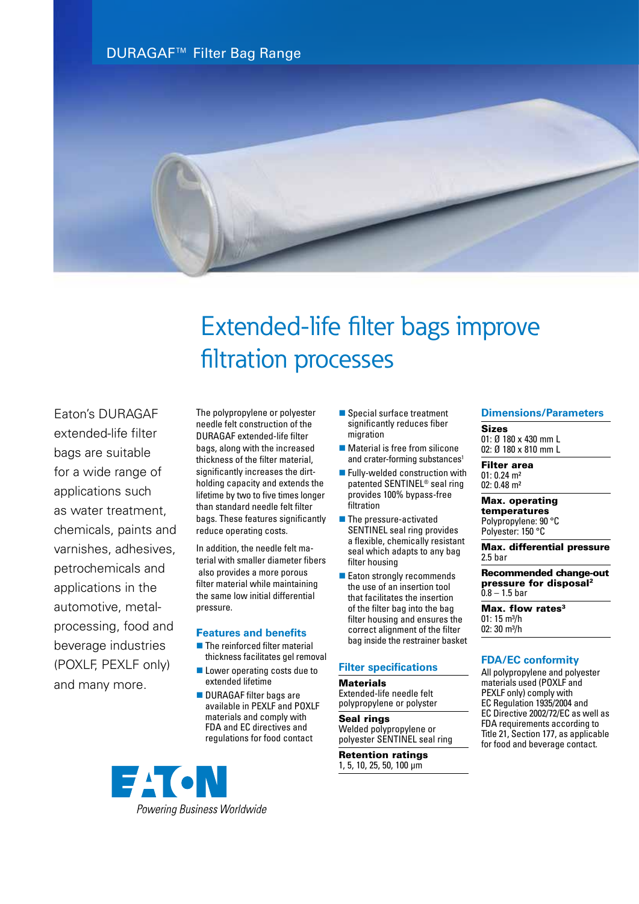DURAGAF™ Filter Bag Range

# Extended-life filter bags improve filtration processes

Eaton's DURAGAF extended-life filter bags are suitable for a wide range of applications such as water treatment, chemicals, paints and varnishes, adhesives, petrochemicals and applications in the automotive, metal-processing, food and beverage industries (POXLF, PEXLF only) and many more.

The polypropylene or polyester needle felt construction of the DURAGAF extended-life filter bags, along with the increased thickness of the filter material, significantly increases the dirt-holding capacity and extends the lifetime by two to five times longer than standard needle felt filter bags. These features significantly reduce operating costs.

In addition, the needle felt material with smaller diameter fibers also provides a more porous filter material while maintaining the same low initial differential pressure.

## Features and benefits

- The reinforced filter material thickness facilitates gel removal
- Lower operating costs due to extended lifetime
- DURAGAF filter bags are available in PEXLF and POXLF materials and comply with FDA and EC directives and regulations for food contact
- Special surface treatment significantly reduces fiber migration
- Material is free from silicone and crater-forming substances[1]
- Fully-welded construction with patented SENTINEL® seal ring provides 100% bypass-free filtration
- The pressure-activated SENTINEL seal ring provides a flexible, chemically resistant seal which adapts to any bag filter housing
- Eaton strongly recommends the use of an insertion tool that facilitates the insertion of the filter bag into the bag filter housing and ensures the correct alignment of the filter bag inside the restrainer basket

## Filter specifications

**Materials**
Extended-life needle felt polypropylene or polyster

**Seal rings**
Welded polypropylene or polyester SENTINEL seal ring

**Retention ratings**
1, 5, 10, 25, 50, 100 µm

## Dimensions/Parameters

**Sizes**
01: Ø 180 x 430 mm L
02: Ø 180 x 810 mm L

**Filter area**
01: 0.24 m²
02: 0.48 m²

**Max. operating temperatures**
Polypropylene: 90 °C
Polyester: 150 °C

**Max. differential pressure**
2.5 bar

**Recommended change-out pressure for disposal[2]**
0.8 – 1.5 bar

**Max. flow rates[3]**
01: 15 m³/h
02: 30 m³/h

## FDA/EC conformity

All polypropylene and polyester materials used (POXLF and PEXLF only) comply with EC Regulation 1935/2004 and EC Directive 2002/72/EC as well as FDA requirements according to Title 21, Section 177, as applicable for food and beverage contact.

EATON
*Powering Business Worldwide*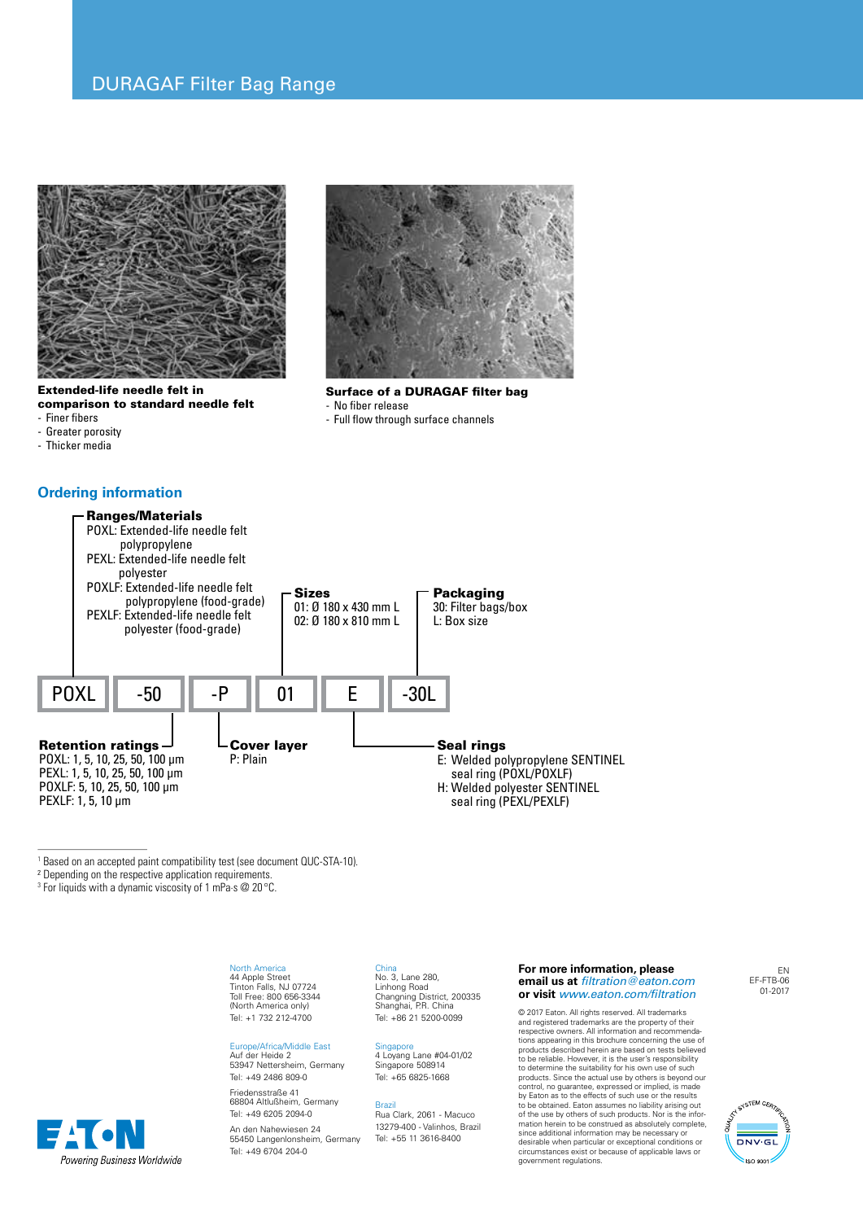# DURAGAF Filter Bag Range

**Extended-life needle felt in comparison to standard needle felt**
- Finer fibers
- Greater porosity
- Thicker media

**Surface of a DURAGAF filter bag**
- No fiber release
- Full flow through surface channels

## Ordering information

**Ranges/Materials**
POXL: Extended-life needle felt polypropylene
PEXL: Extended-life needle felt polyester
POXLF: Extended-life needle felt polypropylene (food-grade)
PEXLF: Extended-life needle felt polyester (food-grade)

**Sizes**
01: Ø 180 x 430 mm L
02: Ø 180 x 810 mm L

**Packaging**
30: Filter bags/box
L: Box size

| POXL | -50 | -P | 01 | E | -30L |
|---|---|---|---|---|---|

**Retention ratings**
POXL: 1, 5, 10, 25, 50, 100 µm
PEXL: 1, 5, 10, 25, 50, 100 µm
POXLF: 5, 10, 25, 50, 100 µm
PEXLF: 1, 5, 10 µm

**Cover layer**
P: Plain

**Seal rings**
E: Welded polypropylene SENTINEL seal ring (POXL/POXLF)
H: Welded polyester SENTINEL seal ring (PEXL/PEXLF)

---

[1] Based on an accepted paint compatibility test (see document QUC-STA-10).
[2] Depending on the respective application requirements.
[3] For liquids with a dynamic viscosity of 1 mPa·s @ 20 °C.

North America
44 Apple Street
Tinton Falls, NJ 07724
Toll Free: 800 656-3344
(North America only)
Tel: +1 732 212-4700

Europe/Africa/Middle East
Auf der Heide 2
53947 Nettersheim, Germany
Tel: +49 2486 809-0

Friedensstraße 41
68804 Altlußheim, Germany
Tel: +49 6205 2094-0

An den Nahewiesen 24
55450 Langenlonsheim, Germany
Tel: +49 6704 204-0

China
No. 3, Lane 280,
Linhong Road
Changning District, 200335
Shanghai, P.R. China
Tel: +86 21 5200-0099

Singapore
4 Loyang Lane #04-01/02
Singapore 508914
Tel: +65 6825-1668

Brazil
Rua Clark, 2061 - Macuco
13279-400 - Valinhos, Brazil
Tel: +55 11 3616-8400

**For more information, please email us at** *filtration@eaton.com*
**or visit** *www.eaton.com/filtration*

© 2017 Eaton. All rights reserved. All trademarks and registered trademarks are the property of their respective owners. All information and recommendations appearing in this brochure concerning the use of products described herein are based on tests believed to be reliable. However, it is the user's responsibility to determine the suitability for his own use of such products. Since the actual use by others is beyond our control, no guarantee, expressed or implied, is made by Eaton as to the effects of such use or the results to be obtained. Eaton assumes no liability arising out of the use by others of such products. Nor is the information herein to be construed as absolutely complete, since additional information may be necessary or desirable when particular or exceptional conditions or circumstances exist or because of applicable laws or government regulations.

EN
EF-FTB-06
01-2017

EATON
Powering Business Worldwide